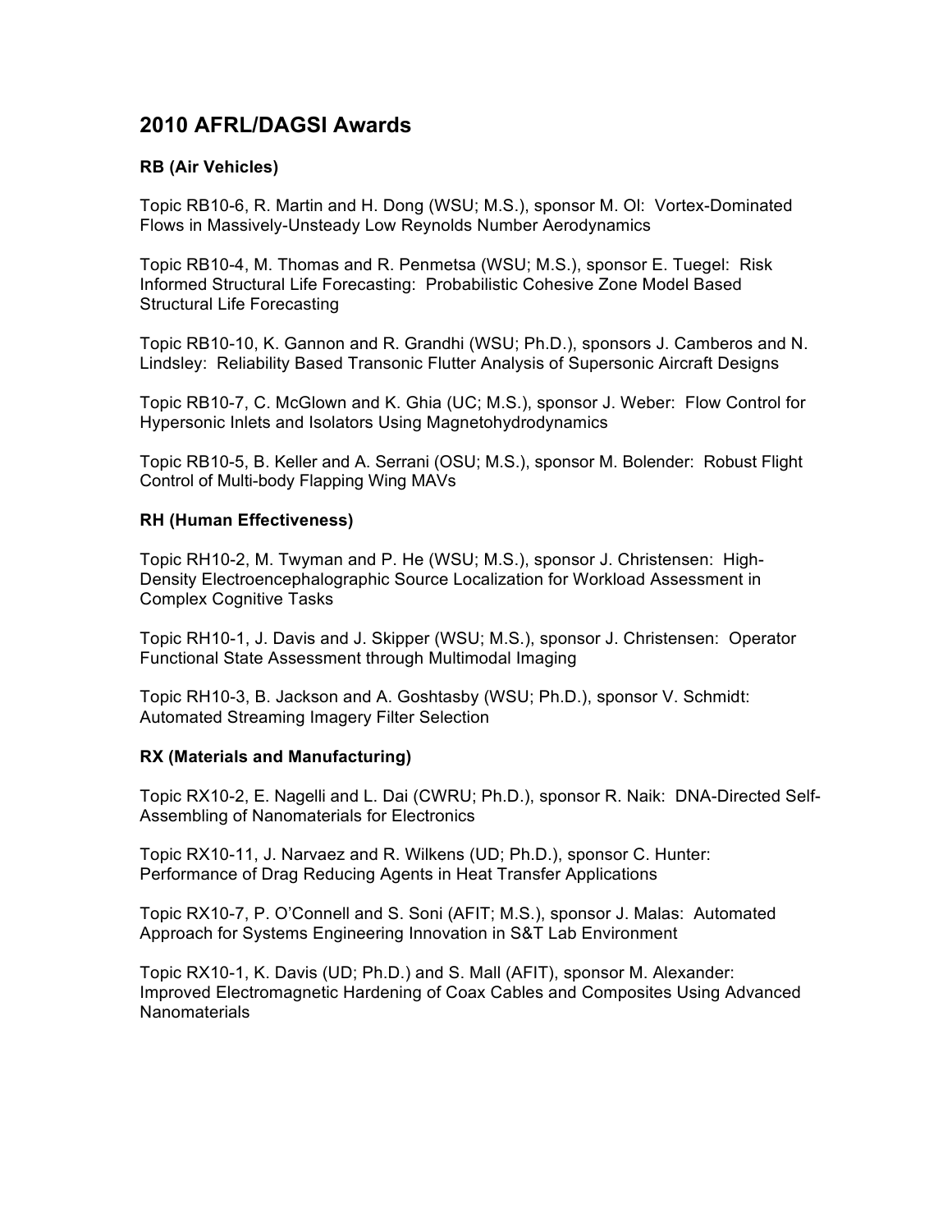# 2010 AFRL/DAGSI Awards

**RB (Air Vehicles)**

Topic RB10-6, R. Martin and H. Dong (WSU; M.S.), sponsor M. Ol: Vortex-Dominated Flows in Massively-Unsteady Low Reynolds Number Aerodynamics

Topic RB10-4, M. Thomas and R. Penmetsa (WSU; M.S.), sponsor E. Tuegel: Risk Informed Structural Life Forecasting: Probabilistic Cohesive Zone Model Based Structural Life Forecasting

Topic RB10-10, K. Gannon and R. Grandhi (WSU; Ph.D.), sponsors J. Camberos and N. Lindsley: Reliability Based Transonic Flutter Analysis of Supersonic Aircraft Designs

Topic RB10-7, C. McGlown and K. Ghia (UC; M.S.), sponsor J. Weber: Flow Control for Hypersonic Inlets and Isolators Using Magnetohydrodynamics

Topic RB10-5, B. Keller and A. Serrani (OSU; M.S.), sponsor M. Bolender: Robust Flight Control of Multi-body Flapping Wing MAVs

**RH (Human Effectiveness)**

Topic RH10-2, M. Twyman and P. He (WSU; M.S.), sponsor J. Christensen: High-Density Electroencephalographic Source Localization for Workload Assessment in Complex Cognitive Tasks

Topic RH10-1, J. Davis and J. Skipper (WSU; M.S.), sponsor J. Christensen: Operator Functional State Assessment through Multimodal Imaging

Topic RH10-3, B. Jackson and A. Goshtasby (WSU; Ph.D.), sponsor V. Schmidt: Automated Streaming Imagery Filter Selection

**RX (Materials and Manufacturing)**

Topic RX10-2, E. Nagelli and L. Dai (CWRU; Ph.D.), sponsor R. Naik: DNA-Directed Self-Assembling of Nanomaterials for Electronics

Topic RX10-11, J. Narvaez and R. Wilkens (UD; Ph.D.), sponsor C. Hunter: Performance of Drag Reducing Agents in Heat Transfer Applications

Topic RX10-7, P. O'Connell and S. Soni (AFIT; M.S.), sponsor J. Malas: Automated Approach for Systems Engineering Innovation in S&T Lab Environment

Topic RX10-1, K. Davis (UD; Ph.D.) and S. Mall (AFIT), sponsor M. Alexander: Improved Electromagnetic Hardening of Coax Cables and Composites Using Advanced Nanomaterials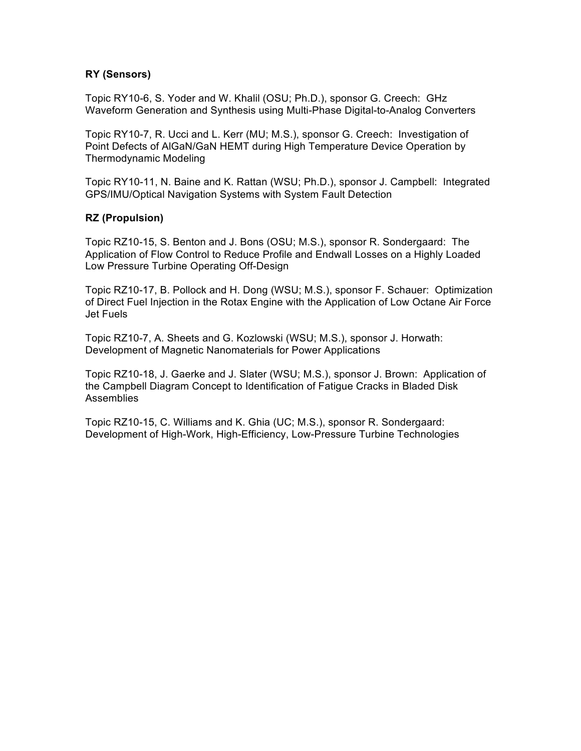**RY (Sensors)**

Topic RY10-6, S. Yoder and W. Khalil (OSU; Ph.D.), sponsor G. Creech: GHz Waveform Generation and Synthesis using Multi-Phase Digital-to-Analog Converters

Topic RY10-7, R. Ucci and L. Kerr (MU; M.S.), sponsor G. Creech: Investigation of Point Defects of AlGaN/GaN HEMT during High Temperature Device Operation by Thermodynamic Modeling

Topic RY10-11, N. Baine and K. Rattan (WSU; Ph.D.), sponsor J. Campbell: Integrated GPS/IMU/Optical Navigation Systems with System Fault Detection

**RZ (Propulsion)**

Topic RZ10-15, S. Benton and J. Bons (OSU; M.S.), sponsor R. Sondergaard: The Application of Flow Control to Reduce Profile and Endwall Losses on a Highly Loaded Low Pressure Turbine Operating Off-Design

Topic RZ10-17, B. Pollock and H. Dong (WSU; M.S.), sponsor F. Schauer: Optimization of Direct Fuel Injection in the Rotax Engine with the Application of Low Octane Air Force Jet Fuels

Topic RZ10-7, A. Sheets and G. Kozlowski (WSU; M.S.), sponsor J. Horwath: Development of Magnetic Nanomaterials for Power Applications

Topic RZ10-18, J. Gaerke and J. Slater (WSU; M.S.), sponsor J. Brown: Application of the Campbell Diagram Concept to Identification of Fatigue Cracks in Bladed Disk Assemblies

Topic RZ10-15, C. Williams and K. Ghia (UC; M.S.), sponsor R. Sondergaard: Development of High-Work, High-Efficiency, Low-Pressure Turbine Technologies